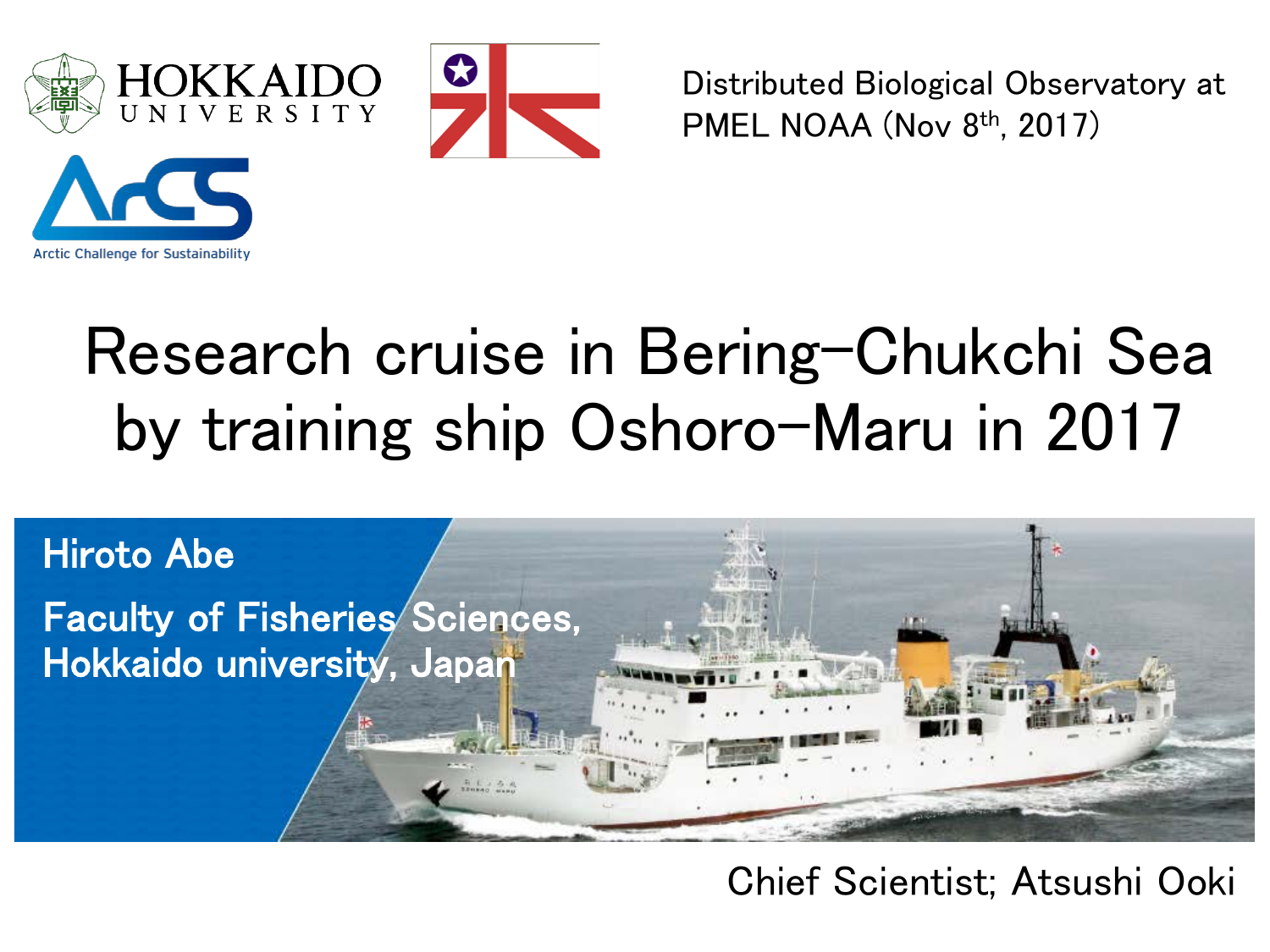HOKKAIDO UNIVERSITY

ArCS
Arctic Challenge for Sustainability

Distributed Biological Observatory at PMEL NOAA (Nov 8th, 2017)

# Research cruise in Bering-Chukchi Sea by training ship Oshoro-Maru in 2017

Hiroto Abe

Faculty of Fisheries Sciences, Hokkaido university, Japan

Chief Scientist; Atsushi Ooki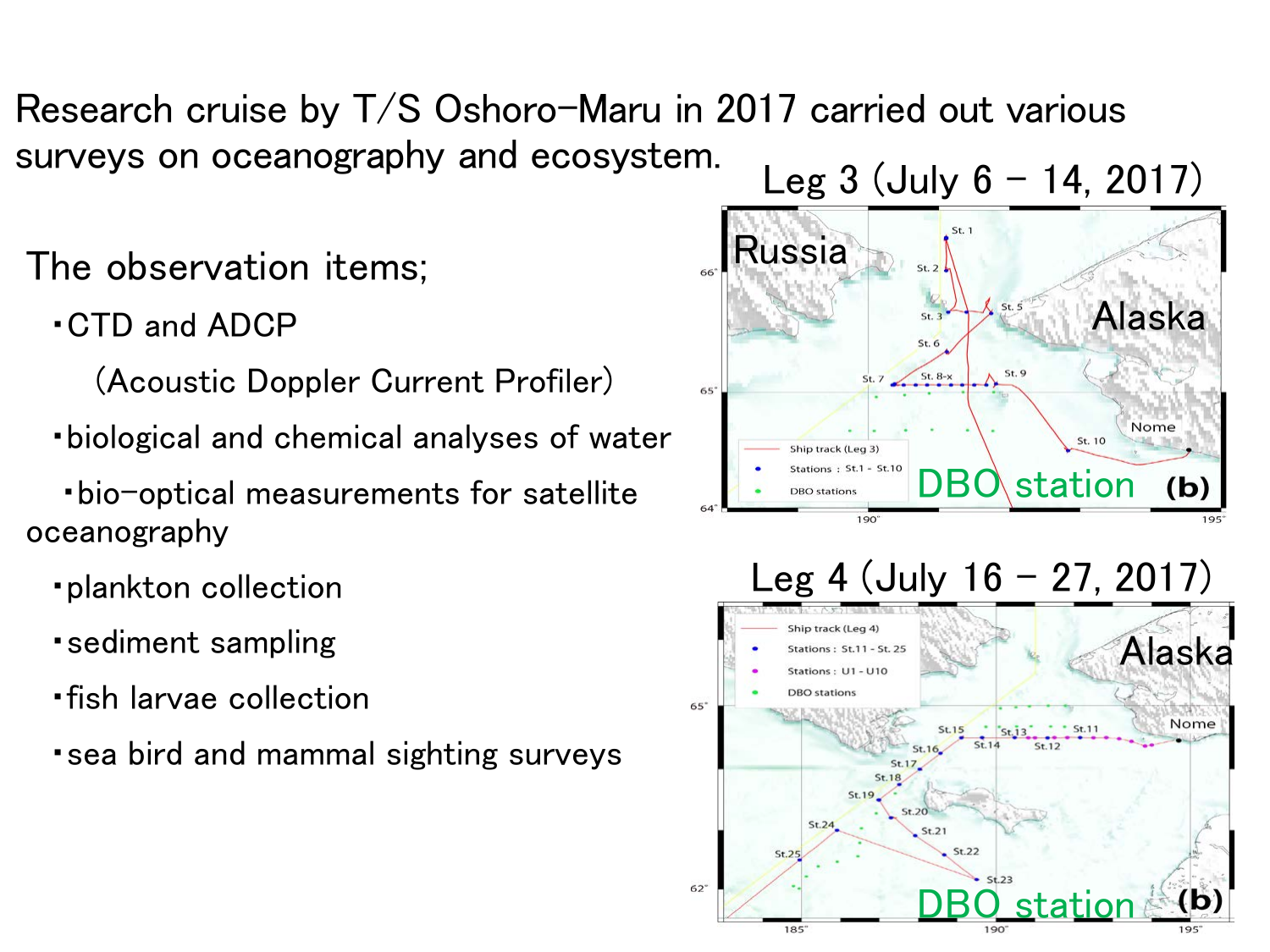Research cruise by T/S Oshoro-Maru in 2017 carried out various surveys on oceanography and ecosystem.

The observation items;

- CTD and ADCP (Acoustic Doppler Current Profiler)
- biological and chemical analyses of water
- bio-optical measurements for satellite oceanography
- plankton collection
- sediment sampling
- fish larvae collection
- sea bird and mammal sighting surveys

Leg 3 (July 6 – 14, 2017)

Leg 4 (July 16 – 27, 2017)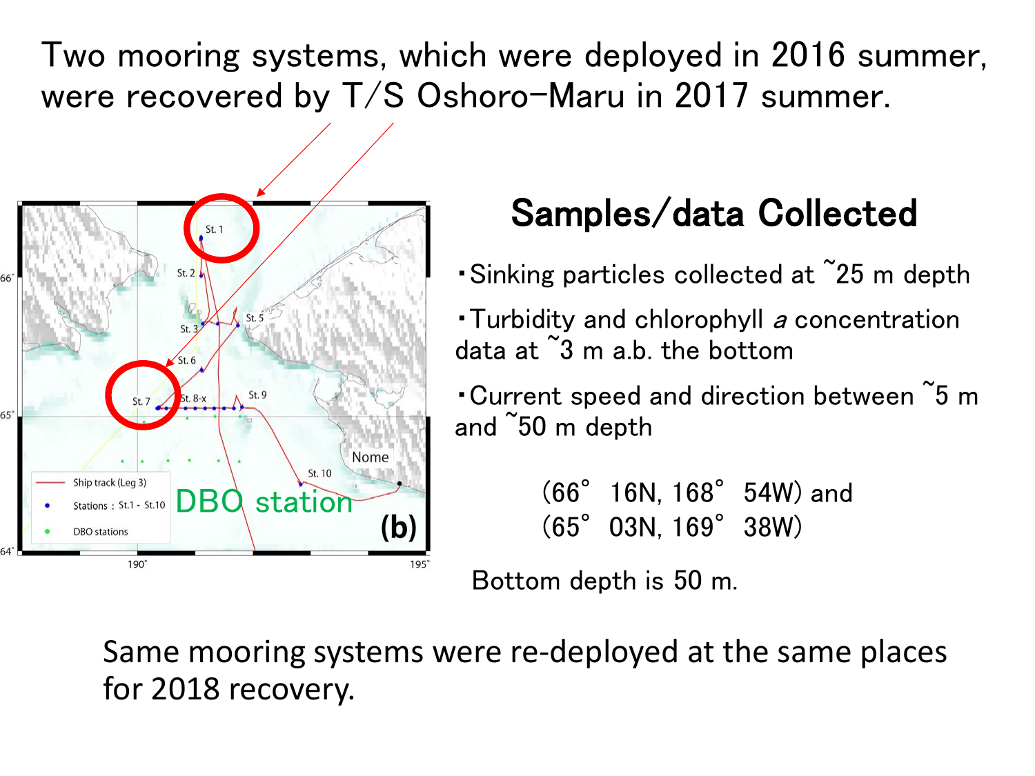Two mooring systems, which were deployed in 2016 summer, were recovered by T/S Oshoro-Maru in 2017 summer.

## Samples/data Collected

- Sinking particles collected at ~25 m depth
- Turbidity and chlorophyll *a* concentration data at ~3 m a.b. the bottom
- Current speed and direction between ~5 m and ~50 m depth

(66° 16N, 168° 54W) and
(65° 03N, 169° 38W)

Bottom depth is 50 m.

Same mooring systems were re-deployed at the same places for 2018 recovery.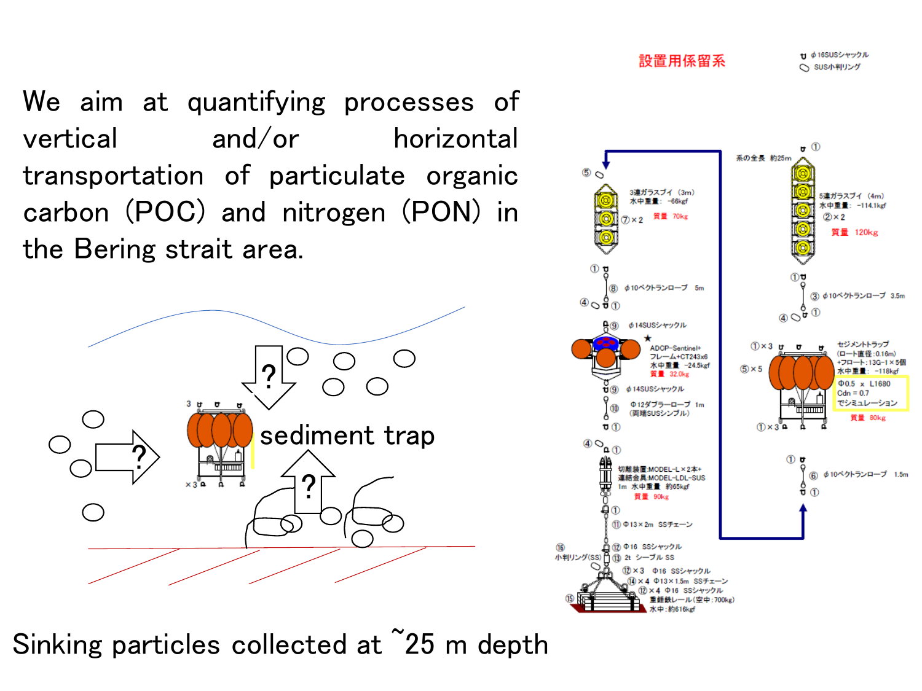We aim at quantifying processes of vertical and/or horizontal transportation of particulate organic carbon (POC) and nitrogen (PON) in the Bering strait area.

sediment trap

Sinking particles collected at ~25 m depth

設置用係留系

ϕ16SUSシャックル

SUS小判リング

系の全長 約25m

3連ガラスブイ（3m）
水中重量：-66kgf
質量 70kg

5連ガラスブイ（4m）
水中重量：-114.1kgf
質量 120kg

ϕ10ベクトランロープ 5m

ϕ10ベクトランロープ 3.5m

ϕ14SUSシャックル

ADCP-Sentinel+
フレームA+CT243x6
水中重量 -24.5kgf
質量 32.0kg

セジメントトラップ
（ロート直径：0.16m）
+フロート：13G-1×5個
水中重量：-118kgf

Φ0.5 x L1680
Cdn = 0.7
でシミュレーション

質量 80kg

ϕ14SUSシャックル

Φ12ダブラーロープ 1m
（両端SUSシンブル）

切離装置：MODEL-L×2本+
連結金具：MODEL-LDL-SUS
1m 水中重量 約65kgf
質量 90kg

ϕ10ベクトランロープ 1.5m

Φ13×2m SSチェーン

Φ16 SSシャックル

小判リング(SS)

2t シーブル SS

Φ16 SSシャックル

Φ13×1.5m SSチェーン

Φ16 SSシャックル

重錘鉄レール（空中：700kg）
水中：約616kgf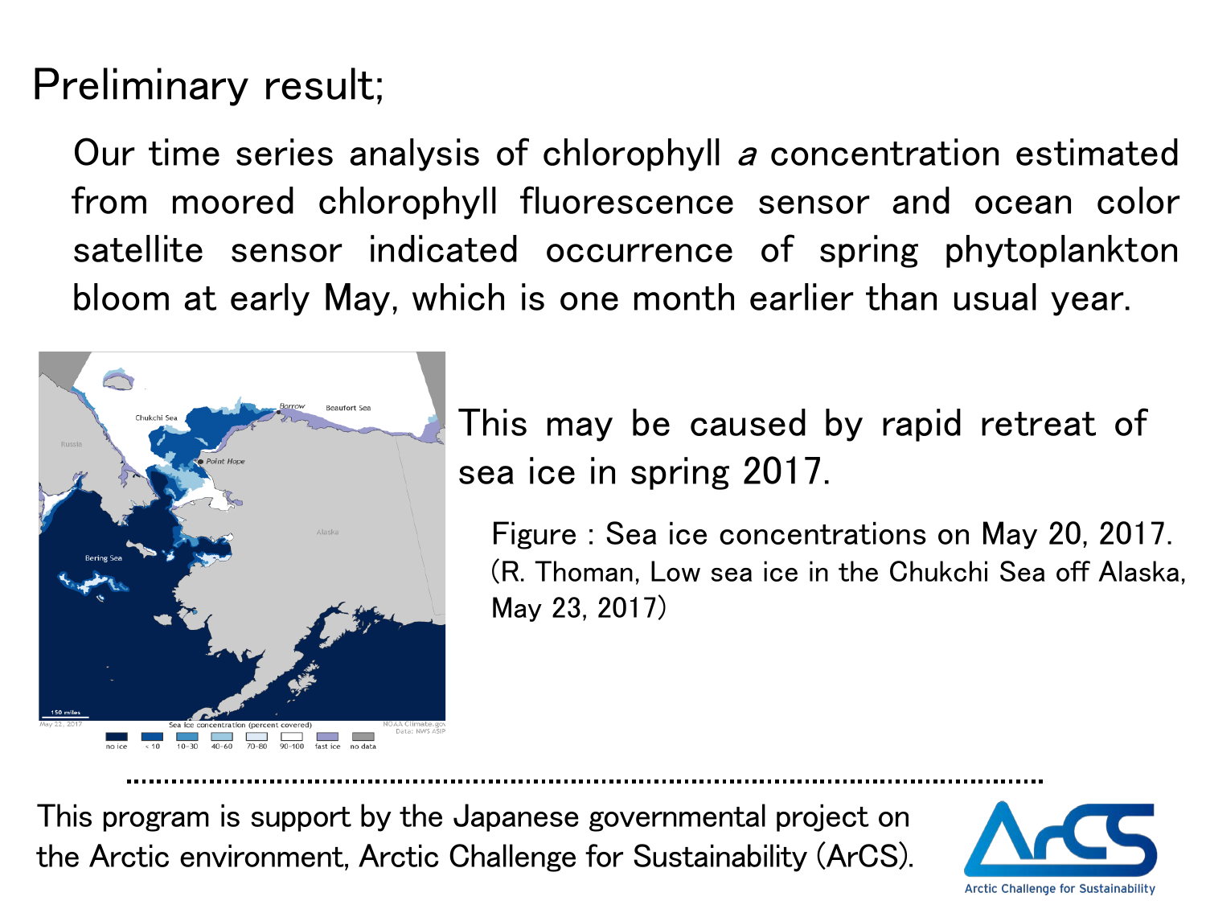# Preliminary result;

Our time series analysis of chlorophyll *a* concentration estimated from moored chlorophyll fluorescence sensor and ocean color satellite sensor indicated occurrence of spring phytoplankton bloom at early May, which is one month earlier than usual year.

This may be caused by rapid retreat of sea ice in spring 2017.

Figure : Sea ice concentrations on May 20, 2017.
(R. Thoman, Low sea ice in the Chukchi Sea off Alaska, May 23, 2017)

This program is support by the Japanese governmental project on the Arctic environment, Arctic Challenge for Sustainability (ArCS).

ArCS
Arctic Challenge for Sustainability